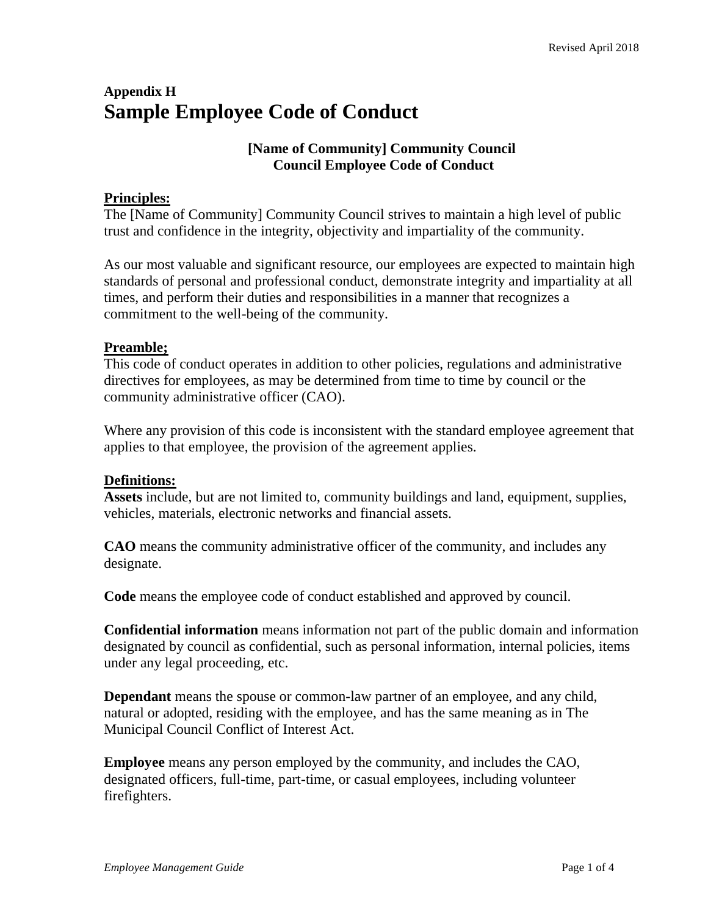## Appendix H
# Sample Employee Code of Conduct

**[Name of Community] Community Council**
**Council Employee Code of Conduct**

**Principles:**
The [Name of Community] Community Council strives to maintain a high level of public trust and confidence in the integrity, objectivity and impartiality of the community.

As our most valuable and significant resource, our employees are expected to maintain high standards of personal and professional conduct, demonstrate integrity and impartiality at all times, and perform their duties and responsibilities in a manner that recognizes a commitment to the well-being of the community.

**Preamble;**
This code of conduct operates in addition to other policies, regulations and administrative directives for employees, as may be determined from time to time by council or the community administrative officer (CAO).

Where any provision of this code is inconsistent with the standard employee agreement that applies to that employee, the provision of the agreement applies.

**Definitions:**
**Assets** include, but are not limited to, community buildings and land, equipment, supplies, vehicles, materials, electronic networks and financial assets.

**CAO** means the community administrative officer of the community, and includes any designate.

**Code** means the employee code of conduct established and approved by council.

**Confidential information** means information not part of the public domain and information designated by council as confidential, such as personal information, internal policies, items under any legal proceeding, etc.

**Dependant** means the spouse or common-law partner of an employee, and any child, natural or adopted, residing with the employee, and has the same meaning as in The Municipal Council Conflict of Interest Act.

**Employee** means any person employed by the community, and includes the CAO, designated officers, full-time, part-time, or casual employees, including volunteer firefighters.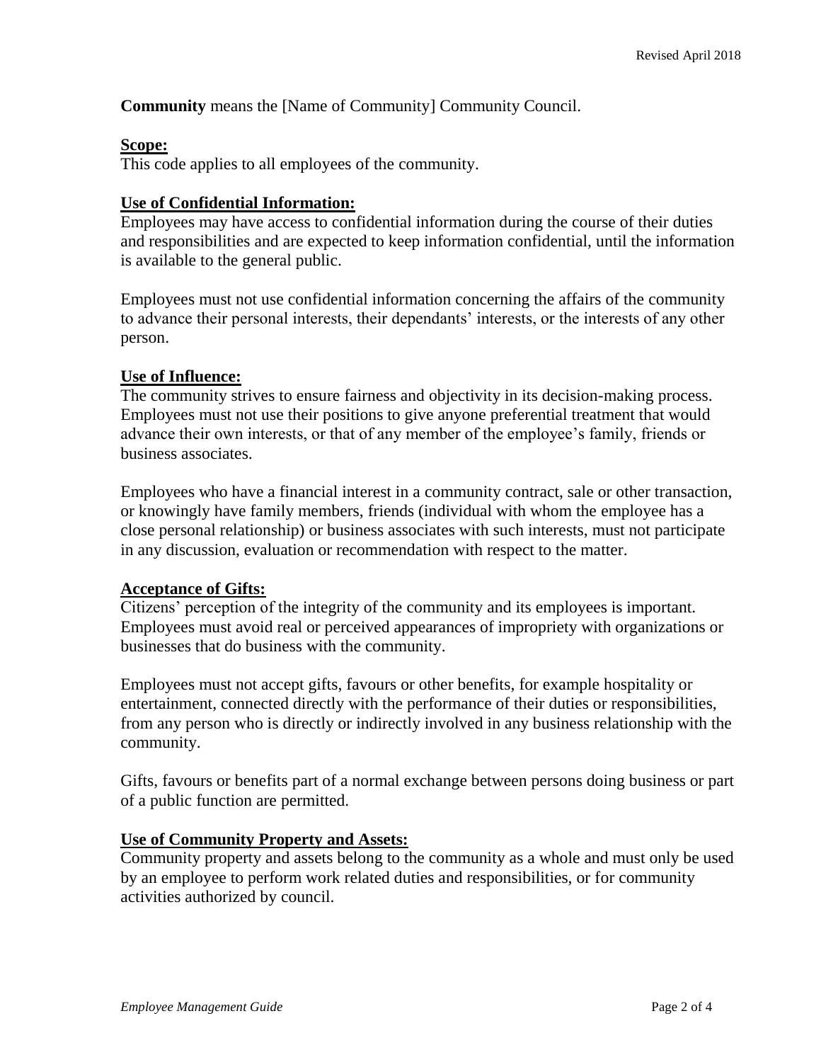**Community** means the [Name of Community] Community Council.

**Scope:**

This code applies to all employees of the community.

**Use of Confidential Information:**

Employees may have access to confidential information during the course of their duties and responsibilities and are expected to keep information confidential, until the information is available to the general public.

Employees must not use confidential information concerning the affairs of the community to advance their personal interests, their dependants' interests, or the interests of any other person.

**Use of Influence:**

The community strives to ensure fairness and objectivity in its decision-making process. Employees must not use their positions to give anyone preferential treatment that would advance their own interests, or that of any member of the employee's family, friends or business associates.

Employees who have a financial interest in a community contract, sale or other transaction, or knowingly have family members, friends (individual with whom the employee has a close personal relationship) or business associates with such interests, must not participate in any discussion, evaluation or recommendation with respect to the matter.

**Acceptance of Gifts:**

Citizens' perception of the integrity of the community and its employees is important. Employees must avoid real or perceived appearances of impropriety with organizations or businesses that do business with the community.

Employees must not accept gifts, favours or other benefits, for example hospitality or entertainment, connected directly with the performance of their duties or responsibilities, from any person who is directly or indirectly involved in any business relationship with the community.

Gifts, favours or benefits part of a normal exchange between persons doing business or part of a public function are permitted.

**Use of Community Property and Assets:**

Community property and assets belong to the community as a whole and must only be used by an employee to perform work related duties and responsibilities, or for community activities authorized by council.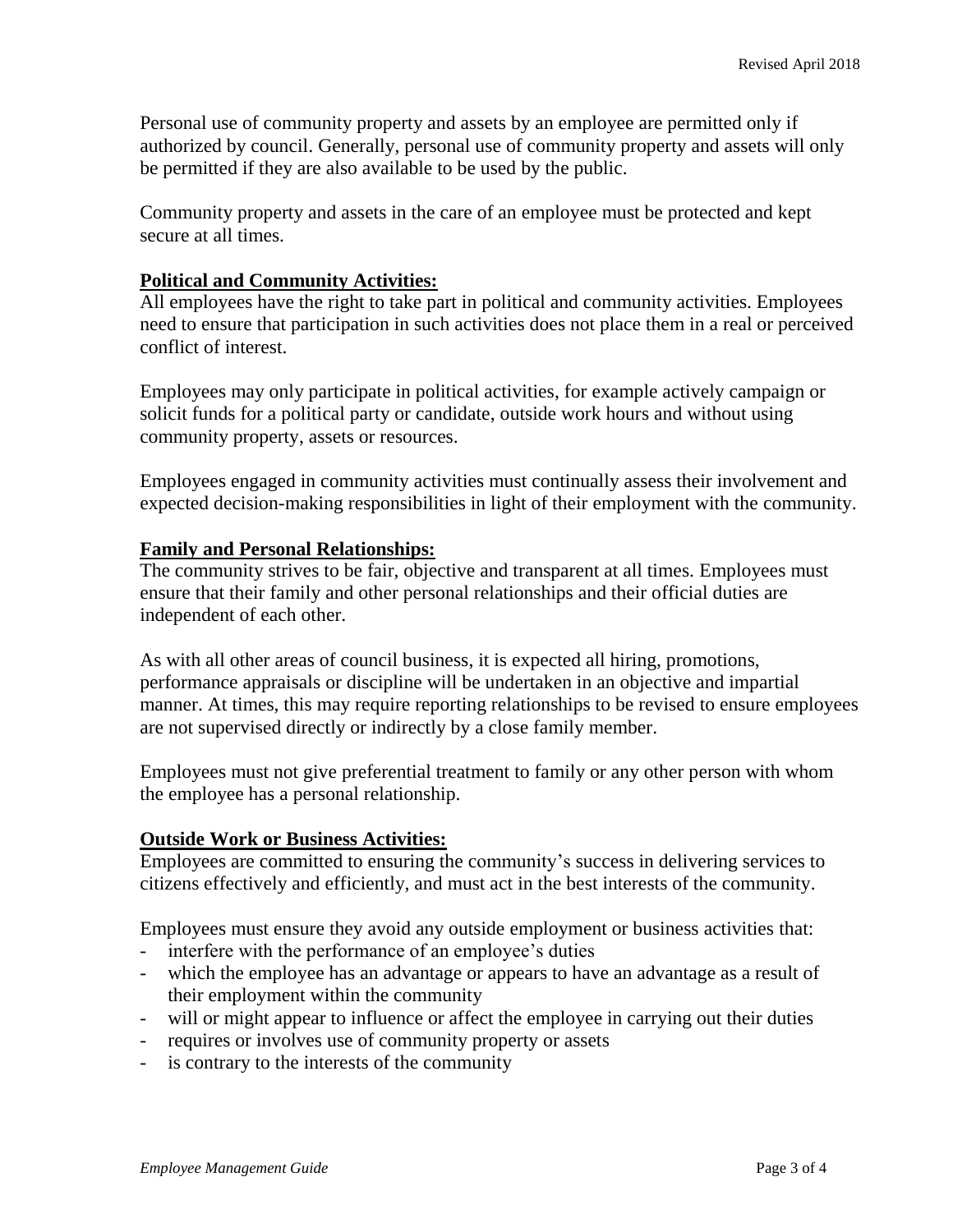Personal use of community property and assets by an employee are permitted only if authorized by council. Generally, personal use of community property and assets will only be permitted if they are also available to be used by the public.

Community property and assets in the care of an employee must be protected and kept secure at all times.

**Political and Community Activities:**

All employees have the right to take part in political and community activities. Employees need to ensure that participation in such activities does not place them in a real or perceived conflict of interest.

Employees may only participate in political activities, for example actively campaign or solicit funds for a political party or candidate, outside work hours and without using community property, assets or resources.

Employees engaged in community activities must continually assess their involvement and expected decision-making responsibilities in light of their employment with the community.

**Family and Personal Relationships:**

The community strives to be fair, objective and transparent at all times. Employees must ensure that their family and other personal relationships and their official duties are independent of each other.

As with all other areas of council business, it is expected all hiring, promotions, performance appraisals or discipline will be undertaken in an objective and impartial manner. At times, this may require reporting relationships to be revised to ensure employees are not supervised directly or indirectly by a close family member.

Employees must not give preferential treatment to family or any other person with whom the employee has a personal relationship.

**Outside Work or Business Activities:**

Employees are committed to ensuring the community's success in delivering services to citizens effectively and efficiently, and must act in the best interests of the community.

Employees must ensure they avoid any outside employment or business activities that:

- interfere with the performance of an employee's duties
- which the employee has an advantage or appears to have an advantage as a result of their employment within the community
- will or might appear to influence or affect the employee in carrying out their duties
- requires or involves use of community property or assets
- is contrary to the interests of the community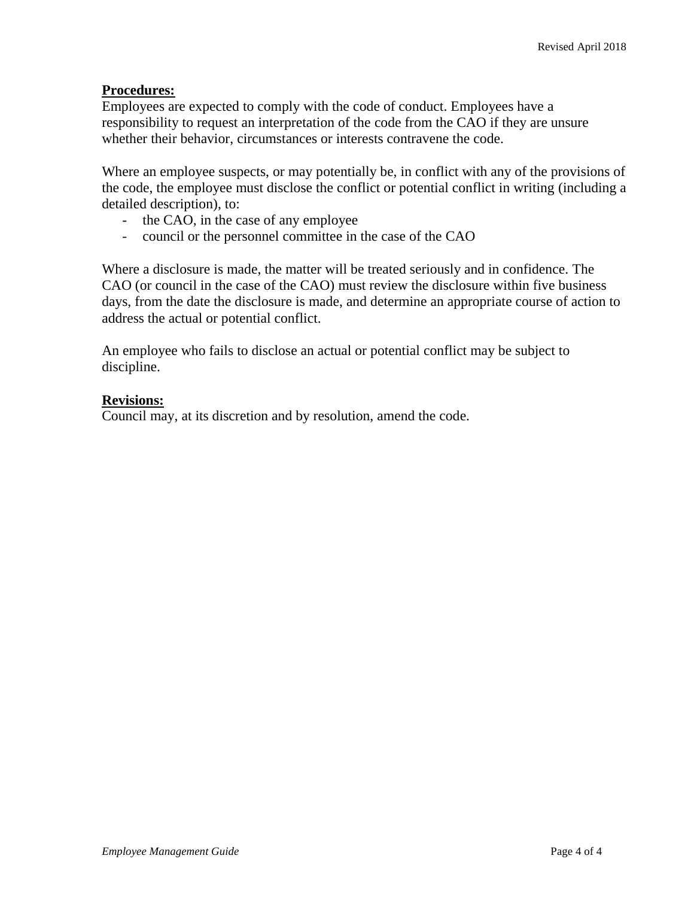**Procedures:**

Employees are expected to comply with the code of conduct. Employees have a responsibility to request an interpretation of the code from the CAO if they are unsure whether their behavior, circumstances or interests contravene the code.

Where an employee suspects, or may potentially be, in conflict with any of the provisions of the code, the employee must disclose the conflict or potential conflict in writing (including a detailed description), to:

- the CAO, in the case of any employee
- council or the personnel committee in the case of the CAO

Where a disclosure is made, the matter will be treated seriously and in confidence. The CAO (or council in the case of the CAO) must review the disclosure within five business days, from the date the disclosure is made, and determine an appropriate course of action to address the actual or potential conflict.

An employee who fails to disclose an actual or potential conflict may be subject to discipline.

**Revisions:**

Council may, at its discretion and by resolution, amend the code.